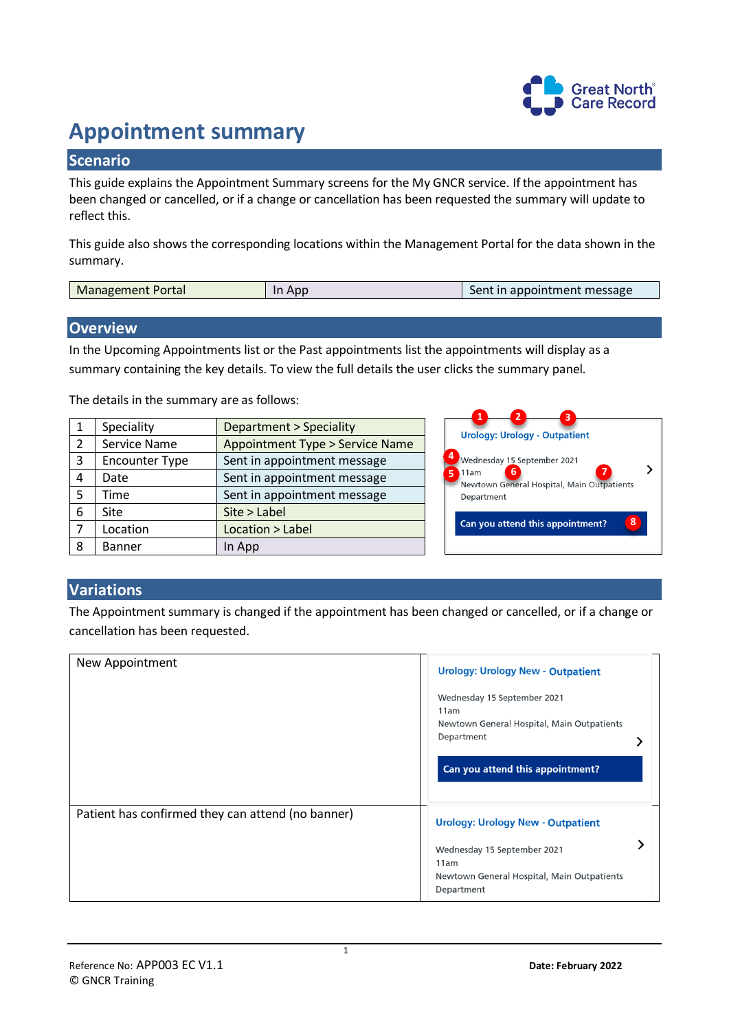# Appointment summary

## Scenario

This guide explains the Appointment Summary screens for the My GNCR service. If the appointment has been changed or cancelled, or if a change or cancellation has been requested the summary will update to reflect this.

This guide also shows the corresponding locations within the Management Portal for the data shown in the summary.

| Management Portal | In App | Sent in appointment message |
|---|---|---|

## Overview

In the Upcoming Appointments list or the Past appointments list the appointments will display as a summary containing the key details. To view the full details the user clicks the summary panel.

The details in the summary are as follows:

| | | |
|---|---|---|
| 1 | Speciality | Department > Speciality |
| 2 | Service Name | Appointment Type > Service Name |
| 3 | Encounter Type | Sent in appointment message |
| 4 | Date | Sent in appointment message |
| 5 | Time | Sent in appointment message |
| 6 | Site | Site > Label |
| 7 | Location | Location > Label |
| 8 | Banner | In App |

Urology: Urology - Outpatient
Wednesday 15 September 2021
11am
Newtown General Hospital, Main Outpatients Department
Can you attend this appointment?

## Variations

The Appointment summary is changed if the appointment has been changed or cancelled, or if a change or cancellation has been requested.

| | |
|---|---|
| New Appointment | Urology: Urology New - Outpatient<br>Wednesday 15 September 2021<br>11am<br>Newtown General Hospital, Main Outpatients Department<br>Can you attend this appointment? |
| Patient has confirmed they can attend (no banner) | Urology: Urology New - Outpatient<br>Wednesday 15 September 2021<br>11am<br>Newtown General Hospital, Main Outpatients Department |

Reference No: APP003 EC V1.1
© GNCR Training

**Date: February 2022**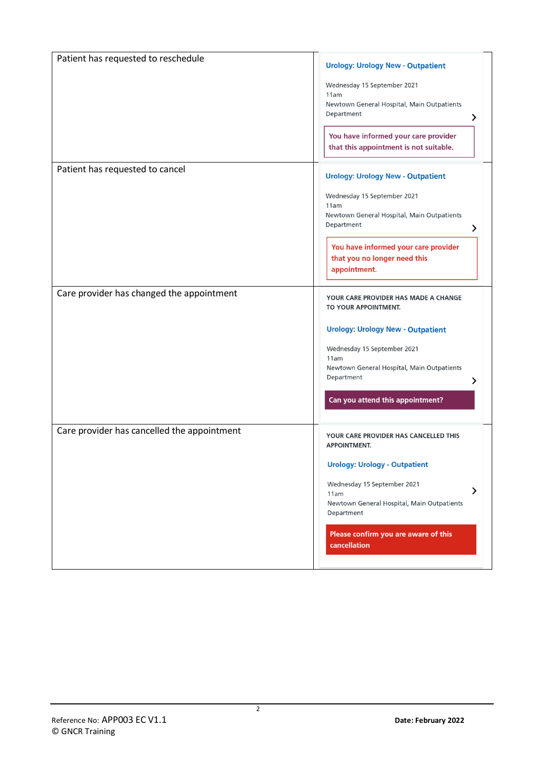| | |
|---|---|
| Patient has requested to reschedule | **Urology: Urology New - Outpatient**<br><br>Wednesday 15 September 2021<br>11am<br>Newtown General Hospital, Main Outpatients Department<br><br>You have informed your care provider that this appointment is not suitable. |
| Patient has requested to cancel | **Urology: Urology New - Outpatient**<br><br>Wednesday 15 September 2021<br>11am<br>Newtown General Hospital, Main Outpatients Department<br><br>You have informed your care provider that you no longer need this appointment. |
| Care provider has changed the appointment | **YOUR CARE PROVIDER HAS MADE A CHANGE TO YOUR APPOINTMENT.**<br><br>**Urology: Urology New - Outpatient**<br><br>Wednesday 15 September 2021<br>11am<br>Newtown General Hospital, Main Outpatients Department<br><br>**Can you attend this appointment?** |
| Care provider has cancelled the appointment | **YOUR CARE PROVIDER HAS CANCELLED THIS APPOINTMENT.**<br><br>**Urology: Urology - Outpatient**<br><br>Wednesday 15 September 2021<br>11am<br>Newtown General Hospital, Main Outpatients Department<br><br>**Please confirm you are aware of this cancellation** |

Reference No: APP003 EC V1.1
© GNCR Training

**Date: February 2022**